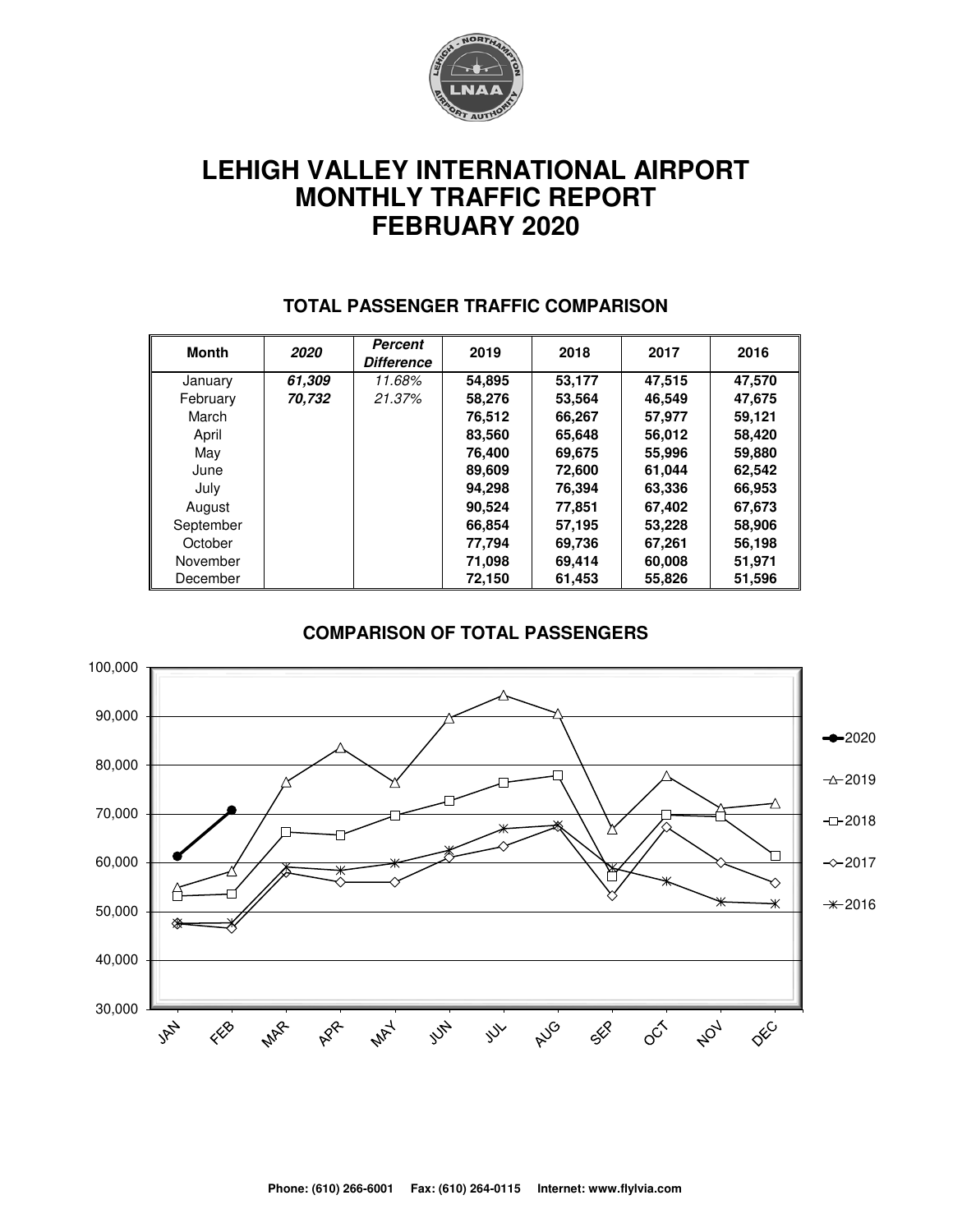# LEHIGH VALLEY INTERNATIONAL AIRPORT
# MONTHLY TRAFFIC REPORT
# FEBRUARY 2020

## TOTAL PASSENGER TRAFFIC COMPARISON

| Month | *2020* | *Percent Difference* | 2019 | 2018 | 2017 | 2016 |
|---|---|---|---|---|---|---|
| January | ***61,309*** | *11.68%* | **54,895** | **53,177** | **47,515** | **47,570** |
| February | ***70,732*** | *21.37%* | **58,276** | **53,564** | **46,549** | **47,675** |
| March | | | **76,512** | **66,267** | **57,977** | **59,121** |
| April | | | **83,560** | **65,648** | **56,012** | **58,420** |
| May | | | **76,400** | **69,675** | **55,996** | **59,880** |
| June | | | **89,609** | **72,600** | **61,044** | **62,542** |
| July | | | **94,298** | **76,394** | **63,336** | **66,953** |
| August | | | **90,524** | **77,851** | **67,402** | **67,673** |
| September | | | **66,854** | **57,195** | **53,228** | **58,906** |
| October | | | **77,794** | **69,736** | **67,261** | **56,198** |
| November | | | **71,098** | **69,414** | **60,008** | **51,971** |
| December | | | **72,150** | **61,453** | **55,826** | **51,596** |

## COMPARISON OF TOTAL PASSENGERS

**Phone: (610) 266-6001 Fax: (610) 264-0115 Internet: www.flylvia.com**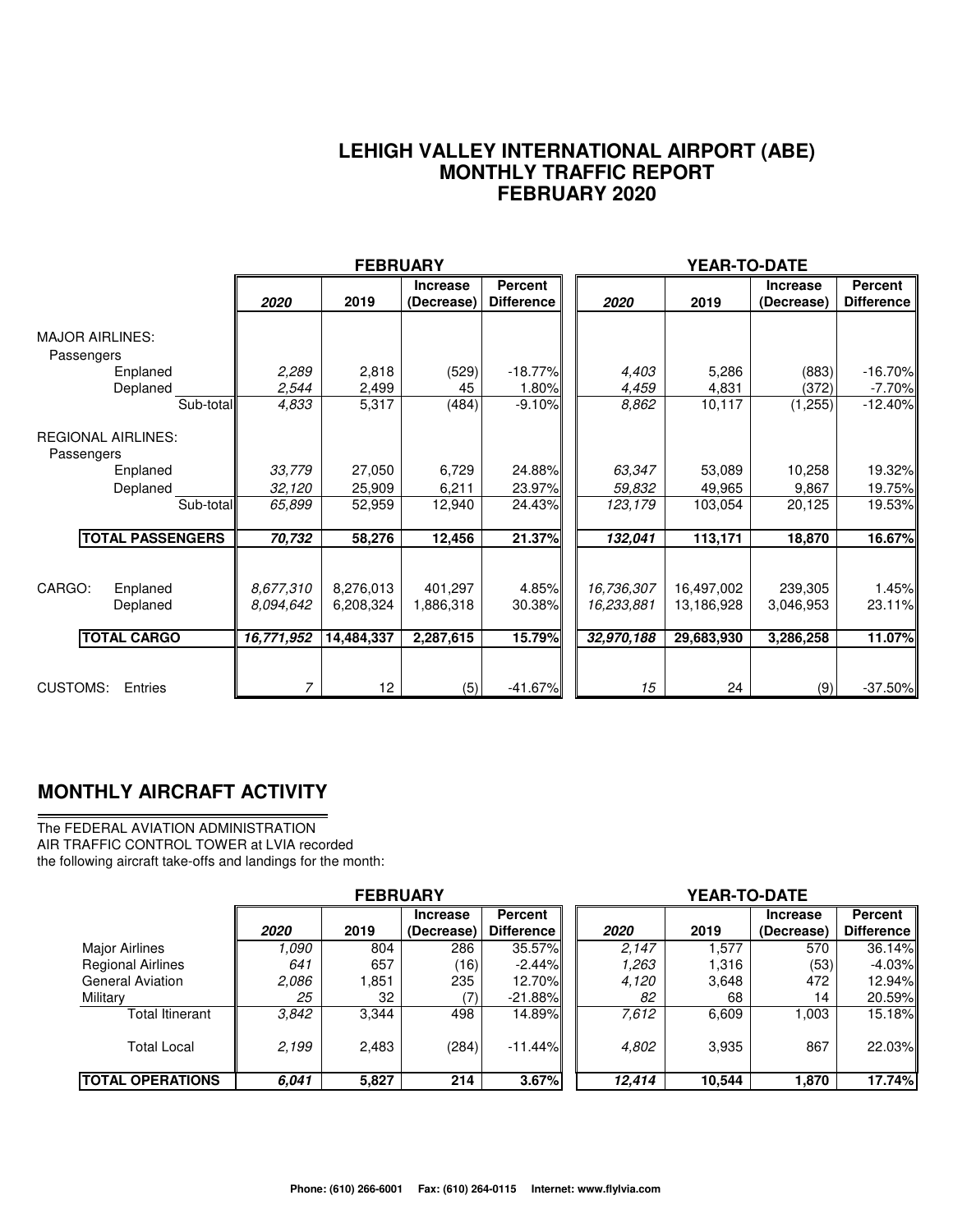# LEHIGH VALLEY INTERNATIONAL AIRPORT (ABE)
## MONTHLY TRAFFIC REPORT
## FEBRUARY 2020

| | FEBRUARY | | | | YEAR-TO-DATE | | | |
|---|---|---|---|---|---|---|---|---|
| | *2020* | 2019 | Increase (Decrease) | Percent Difference | *2020* | 2019 | Increase (Decrease) | Percent Difference |
| **MAJOR AIRLINES:** | | | | | | | | |
| Passengers | | | | | | | | |
| Enplaned | *2,289* | 2,818 | (529) | -18.77% | *4,403* | 5,286 | (883) | -16.70% |
| Deplaned | *2,544* | 2,499 | 45 | 1.80% | *4,459* | 4,831 | (372) | -7.70% |
| Sub-total | *4,833* | 5,317 | (484) | -9.10% | *8,862* | 10,117 | (1,255) | -12.40% |
| **REGIONAL AIRLINES:** | | | | | | | | |
| Passengers | | | | | | | | |
| Enplaned | *33,779* | 27,050 | 6,729 | 24.88% | *63,347* | 53,089 | 10,258 | 19.32% |
| Deplaned | *32,120* | 25,909 | 6,211 | 23.97% | *59,832* | 49,965 | 9,867 | 19.75% |
| Sub-total | *65,899* | 52,959 | 12,940 | 24.43% | *123,179* | 103,054 | 20,125 | 19.53% |
| **TOTAL PASSENGERS** | ***70,732*** | **58,276** | **12,456** | **21.37%** | ***132,041*** | **113,171** | **18,870** | **16.67%** |
| CARGO: Enplaned | *8,677,310* | 8,276,013 | 401,297 | 4.85% | *16,736,307* | 16,497,002 | 239,305 | 1.45% |
| Deplaned | *8,094,642* | 6,208,324 | 1,886,318 | 30.38% | *16,233,881* | 13,186,928 | 3,046,953 | 23.11% |
| **TOTAL CARGO** | ***16,771,952*** | **14,484,337** | **2,287,615** | **15.79%** | ***32,970,188*** | **29,683,930** | **3,286,258** | **11.07%** |
| CUSTOMS: Entries | *7* | 12 | (5) | -41.67% | *15* | 24 | (9) | -37.50% |

## MONTHLY AIRCRAFT ACTIVITY

The FEDERAL AVIATION ADMINISTRATION AIR TRAFFIC CONTROL TOWER at LVIA recorded the following aircraft take-offs and landings for the month:

| | FEBRUARY | | | | YEAR-TO-DATE | | | |
|---|---|---|---|---|---|---|---|---|
| | *2020* | 2019 | Increase (Decrease) | Percent Difference | *2020* | 2019 | Increase (Decrease) | Percent Difference |
| Major Airlines | *1,090* | 804 | 286 | 35.57% | *2,147* | 1,577 | 570 | 36.14% |
| Regional Airlines | *641* | 657 | (16) | -2.44% | *1,263* | 1,316 | (53) | -4.03% |
| General Aviation | *2,086* | 1,851 | 235 | 12.70% | *4,120* | 3,648 | 472 | 12.94% |
| Military | *25* | 32 | (7) | -21.88% | *82* | 68 | 14 | 20.59% |
| Total Itinerant | *3,842* | 3,344 | 498 | 14.89% | *7,612* | 6,609 | 1,003 | 15.18% |
| Total Local | *2,199* | 2,483 | (284) | -11.44% | *4,802* | 3,935 | 867 | 22.03% |
| **TOTAL OPERATIONS** | ***6,041*** | **5,827** | **214** | **3.67%** | ***12,414*** | **10,544** | **1,870** | **17.74%** |

Phone: (610) 266-6001 Fax: (610) 264-0115 Internet: www.flylvia.com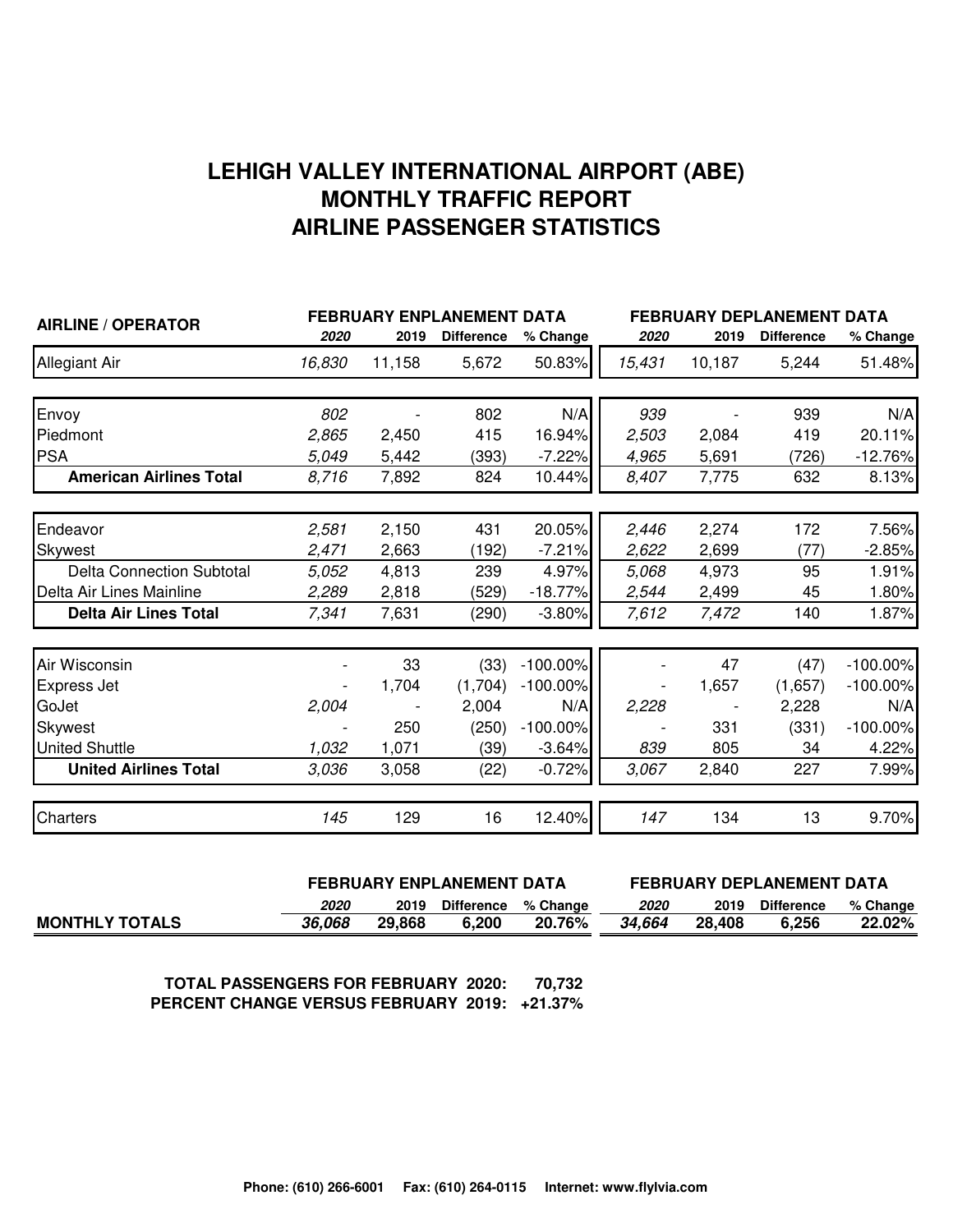# LEHIGH VALLEY INTERNATIONAL AIRPORT (ABE)
# MONTHLY TRAFFIC REPORT
# AIRLINE PASSENGER STATISTICS

| AIRLINE / OPERATOR | FEBRUARY ENPLANEMENT DATA | | | | FEBRUARY DEPLANEMENT DATA | | | |
|---|---|---|---|---|---|---|---|---|
| | *2020* | 2019 | Difference | % Change | *2020* | 2019 | Difference | % Change |
| Allegiant Air | *16,830* | 11,158 | 5,672 | 50.83% | *15,431* | 10,187 | 5,244 | 51.48% |
| | | | | | | | | |
| Envoy | *802* | - | 802 | N/A | *939* | - | 939 | N/A |
| Piedmont | *2,865* | 2,450 | 415 | 16.94% | *2,503* | 2,084 | 419 | 20.11% |
| PSA | *5,049* | 5,442 | (393) | -7.22% | *4,965* | 5,691 | (726) | -12.76% |
| **American Airlines Total** | *8,716* | 7,892 | 824 | 10.44% | *8,407* | 7,775 | 632 | 8.13% |
| | | | | | | | | |
| Endeavor | *2,581* | 2,150 | 431 | 20.05% | *2,446* | 2,274 | 172 | 7.56% |
| Skywest | *2,471* | 2,663 | (192) | -7.21% | *2,622* | 2,699 | (77) | -2.85% |
| Delta Connection Subtotal | *5,052* | 4,813 | 239 | 4.97% | *5,068* | 4,973 | 95 | 1.91% |
| Delta Air Lines Mainline | *2,289* | 2,818 | (529) | -18.77% | *2,544* | 2,499 | 45 | 1.80% |
| **Delta Air Lines Total** | *7,341* | 7,631 | (290) | -3.80% | *7,612* | *7,472* | 140 | 1.87% |
| | | | | | | | | |
| Air Wisconsin | - | 33 | (33) | -100.00% | - | 47 | (47) | -100.00% |
| Express Jet | - | 1,704 | (1,704) | -100.00% | - | 1,657 | (1,657) | -100.00% |
| GoJet | *2,004* | - | 2,004 | N/A | *2,228* | - | 2,228 | N/A |
| Skywest | - | 250 | (250) | -100.00% | - | 331 | (331) | -100.00% |
| United Shuttle | *1,032* | 1,071 | (39) | -3.64% | *839* | 805 | 34 | 4.22% |
| **United Airlines Total** | *3,036* | 3,058 | (22) | -0.72% | *3,067* | 2,840 | 227 | 7.99% |
| | | | | | | | | |
| Charters | *145* | 129 | 16 | 12.40% | *147* | 134 | 13 | 9.70% |

| | FEBRUARY ENPLANEMENT DATA | | | | FEBRUARY DEPLANEMENT DATA | | | |
|---|---|---|---|---|---|---|---|---|
| | *2020* | 2019 | Difference | % Change | *2020* | 2019 | Difference | % Change |
| **MONTHLY TOTALS** | ***36,068*** | **29,868** | **6,200** | **20.76%** | ***34,664*** | **28,408** | **6,256** | **22.02%** |

**TOTAL PASSENGERS FOR FEBRUARY 2020: 70,732**
**PERCENT CHANGE VERSUS FEBRUARY 2019: +21.37%**

**Phone: (610) 266-6001 Fax: (610) 264-0115 Internet: www.flylvia.com**